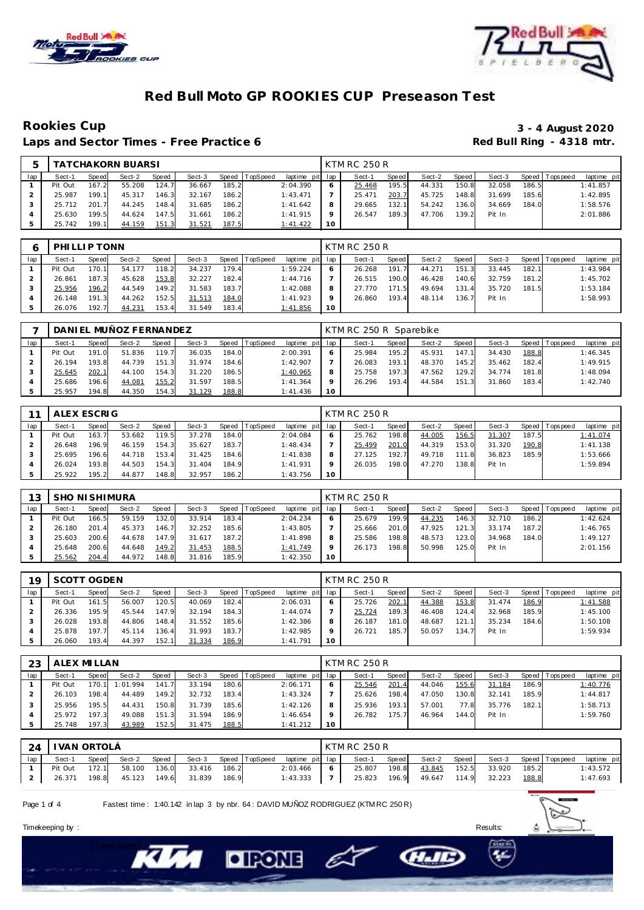# Red Bull Moto GP ROOKIES CUP Preseason Test

## Rookies Cup

**3 - 4 August 2020**

### Laps and Sector Times - Free Practice 6

**Red Bull Ring - 4318 mtr.**

| 5 | TATCHAKORN BUARSI | | | | | | | | KTM RC 250 R | | | | | | | | |
|---|---|---|---|---|---|---|---|---|---|---|---|---|---|---|---|---|---|
| lap | Sect-1 | Speed | Sect-2 | Speed | Sect-3 | Speed | TopSpeed | laptime pit | lap | Sect-1 | Speed | Sect-2 | Speed | Sect-3 | Speed | Topspeed | laptime pit |
| 1 | Pit Out | 167.2 | 55.208 | 124.7 | 36.667 | 185.2 | | 2:04.390 | 6 | 25.468 | 195.5 | 44.331 | 150.8 | 32.058 | 186.5 | | 1:41.857 |
| 2 | 25.987 | 199.1 | 45.317 | 146.3 | 32.167 | 186.2 | | 1:43.471 | 7 | 25.471 | 203.7 | 45.725 | 148.8 | 31.699 | 185.6 | | 1:42.895 |
| 3 | 25.712 | 201.7 | 44.245 | 148.4 | 31.685 | 186.2 | | 1:41.642 | 8 | 29.665 | 132.1 | 54.242 | 136.0 | 34.669 | 184.0 | | 1:58.576 |
| 4 | 25.630 | 199.5 | 44.624 | 147.5 | 31.661 | 186.2 | | 1:41.915 | 9 | 26.547 | 189.3 | 47.706 | 139.2 | Pit In | | | 2:01.886 |
| 5 | 25.742 | 199.1 | 44.159 | 151.3 | 31.521 | 187.5 | | 1:41.422 | 10 | | | | | | | | |

| 6 | PHILLIP TONN | | | | | | | | KTM RC 250 R | | | | | | | | |
|---|---|---|---|---|---|---|---|---|---|---|---|---|---|---|---|---|---|
| lap | Sect-1 | Speed | Sect-2 | Speed | Sect-3 | Speed | TopSpeed | laptime pit | lap | Sect-1 | Speed | Sect-2 | Speed | Sect-3 | Speed | Topspeed | laptime pit |
| 1 | Pit Out | 170.1 | 54.177 | 118.2 | 34.237 | 179.4 | | 1:59.224 | 6 | 26.268 | 191.7 | 44.271 | 151.3 | 33.445 | 182.1 | | 1:43.984 |
| 2 | 26.861 | 187.3 | 45.628 | 153.8 | 32.227 | 182.4 | | 1:44.716 | 7 | 26.515 | 190.0 | 46.428 | 140.6 | 32.759 | 181.2 | | 1:45.702 |
| 3 | 25.956 | 196.2 | 44.549 | 149.2 | 31.583 | 183.7 | | 1:42.088 | 8 | 27.770 | 171.5 | 49.694 | 131.4 | 35.720 | 181.5 | | 1:53.184 |
| 4 | 26.148 | 191.3 | 44.262 | 152.5 | 31.513 | 184.0 | | 1:41.923 | 9 | 26.860 | 193.4 | 48.114 | 136.7 | Pit In | | | 1:58.993 |
| 5 | 26.076 | 192.7 | 44.231 | 153.4 | 31.549 | 183.4 | | 1:41.856 | 10 | | | | | | | | |

| 7 | DANIEL MUÑOZ FERNANDEZ | | | | | | | | KTM RC 250 R Sparebike | | | | | | | | |
|---|---|---|---|---|---|---|---|---|---|---|---|---|---|---|---|---|---|
| lap | Sect-1 | Speed | Sect-2 | Speed | Sect-3 | Speed | TopSpeed | laptime pit | lap | Sect-1 | Speed | Sect-2 | Speed | Sect-3 | Speed | Topspeed | laptime pit |
| 1 | Pit Out | 191.0 | 51.836 | 119.7 | 36.035 | 184.0 | | 2:00.391 | 6 | 25.984 | 195.2 | 45.931 | 147.1 | 34.430 | 188.8 | | 1:46.345 |
| 2 | 26.194 | 193.8 | 44.739 | 151.3 | 31.974 | 184.6 | | 1:42.907 | 7 | 26.083 | 193.1 | 48.370 | 145.2 | 35.462 | 182.4 | | 1:49.915 |
| 3 | 25.645 | 202.1 | 44.100 | 154.3 | 31.220 | 186.5 | | 1:40.965 | 8 | 25.758 | 197.3 | 47.562 | 129.2 | 34.774 | 181.8 | | 1:48.094 |
| 4 | 25.686 | 196.6 | 44.081 | 155.2 | 31.597 | 188.5 | | 1:41.364 | 9 | 26.296 | 193.4 | 44.584 | 151.3 | 31.860 | 183.4 | | 1:42.740 |
| 5 | 25.957 | 194.8 | 44.350 | 154.3 | 31.129 | 188.8 | | 1:41.436 | 10 | | | | | | | | |

| 11 | ALEX ESCRIG | | | | | | | | KTM RC 250 R | | | | | | | | |
|---|---|---|---|---|---|---|---|---|---|---|---|---|---|---|---|---|---|
| lap | Sect-1 | Speed | Sect-2 | Speed | Sect-3 | Speed | TopSpeed | laptime pit | lap | Sect-1 | Speed | Sect-2 | Speed | Sect-3 | Speed | Topspeed | laptime pit |
| 1 | Pit Out | 163.7 | 53.682 | 119.5 | 37.278 | 184.0 | | 2:04.084 | 6 | 25.762 | 198.8 | 44.005 | 156.5 | 31.307 | 187.5 | | 1:41.074 |
| 2 | 26.648 | 196.9 | 46.159 | 153.3 | 35.627 | 183.7 | | 1:48.434 | 7 | 25.499 | 201.0 | 44.319 | 153.0 | 31.320 | 190.8 | | 1:41.138 |
| 3 | 25.695 | 196.6 | 44.718 | 153.4 | 31.425 | 184.6 | | 1:41.838 | 8 | 27.125 | 192.7 | 49.718 | 111.8 | 36.823 | 185.9 | | 1:53.666 |
| 4 | 26.024 | 193.8 | 44.503 | 154.3 | 31.404 | 184.9 | | 1:41.931 | 9 | 26.035 | 198.0 | 47.270 | 138.8 | Pit In | | | 1:59.894 |
| 5 | 25.922 | 195.2 | 44.877 | 148.8 | 32.957 | 186.2 | | 1:43.756 | 10 | | | | | | | | |

| 13 | SHO NISHIMURA | | | | | | | | KTM RC 250 R | | | | | | | | |
|---|---|---|---|---|---|---|---|---|---|---|---|---|---|---|---|---|---|
| lap | Sect-1 | Speed | Sect-2 | Speed | Sect-3 | Speed | TopSpeed | laptime pit | lap | Sect-1 | Speed | Sect-2 | Speed | Sect-3 | Speed | Topspeed | laptime pit |
| 1 | Pit Out | 166.5 | 59.159 | 132.0 | 33.914 | 183.4 | | 2:04.234 | 6 | 25.679 | 199.9 | 44.235 | 146.3 | 32.710 | 186.2 | | 1:42.624 |
| 2 | 26.180 | 201.4 | 45.373 | 146.7 | 32.252 | 185.6 | | 1:43.805 | 7 | 25.666 | 201.0 | 47.925 | 121.3 | 33.174 | 187.2 | | 1:46.765 |
| 3 | 25.603 | 200.6 | 44.678 | 147.9 | 31.617 | 187.2 | | 1:41.898 | 8 | 25.586 | 198.8 | 48.573 | 123.0 | 34.968 | 184.0 | | 1:49.127 |
| 4 | 25.648 | 200.6 | 44.648 | 149.2 | 31.453 | 188.5 | | 1:41.749 | 9 | 26.173 | 198.8 | 50.998 | 125.0 | Pit In | | | 2:01.156 |
| 5 | 25.562 | 204.4 | 44.972 | 148.8 | 31.816 | 185.9 | | 1:42.350 | 10 | | | | | | | | |

| 19 | SCOTT OGDEN | | | | | | | | KTM RC 250 R | | | | | | | | |
|---|---|---|---|---|---|---|---|---|---|---|---|---|---|---|---|---|---|
| lap | Sect-1 | Speed | Sect-2 | Speed | Sect-3 | Speed | TopSpeed | laptime pit | lap | Sect-1 | Speed | Sect-2 | Speed | Sect-3 | Speed | Topspeed | laptime pit |
| 1 | Pit Out | 161.5 | 56.007 | 120.5 | 40.069 | 182.4 | | 2:06.031 | 6 | 25.726 | 202.1 | 44.388 | 153.8 | 31.474 | 186.9 | | 1:41.588 |
| 2 | 26.336 | 195.9 | 45.544 | 147.9 | 32.194 | 184.3 | | 1:44.074 | 7 | 25.724 | 189.3 | 46.408 | 124.4 | 32.968 | 185.9 | | 1:45.100 |
| 3 | 26.028 | 193.8 | 44.806 | 148.4 | 31.552 | 185.6 | | 1:42.386 | 8 | 26.187 | 181.0 | 48.687 | 121.1 | 35.234 | 184.6 | | 1:50.108 |
| 4 | 25.878 | 197.7 | 45.114 | 136.4 | 31.993 | 183.7 | | 1:42.985 | 9 | 26.721 | 185.7 | 50.057 | 134.7 | Pit In | | | 1:59.934 |
| 5 | 26.060 | 193.4 | 44.397 | 152.1 | 31.334 | 186.9 | | 1:41.791 | 10 | | | | | | | | |

| 23 | ALEX MILLAN | | | | | | | | KTM RC 250 R | | | | | | | | |
|---|---|---|---|---|---|---|---|---|---|---|---|---|---|---|---|---|---|
| lap | Sect-1 | Speed | Sect-2 | Speed | Sect-3 | Speed | TopSpeed | laptime pit | lap | Sect-1 | Speed | Sect-2 | Speed | Sect-3 | Speed | Topspeed | laptime pit |
| 1 | Pit Out | 170.1 | 1:01.994 | 141.7 | 33.194 | 180.6 | | 2:06.171 | 6 | 25.546 | 201.4 | 44.046 | 155.6 | 31.184 | 186.9 | | 1:40.776 |
| 2 | 26.103 | 198.4 | 44.489 | 149.2 | 32.732 | 183.4 | | 1:43.324 | 7 | 25.626 | 198.4 | 47.050 | 130.8 | 32.141 | 185.9 | | 1:44.817 |
| 3 | 25.956 | 195.5 | 44.431 | 150.8 | 31.739 | 185.6 | | 1:42.126 | 8 | 25.936 | 193.1 | 57.001 | 77.8 | 35.776 | 182.1 | | 1:58.713 |
| 4 | 25.972 | 197.3 | 49.088 | 151.3 | 31.594 | 186.9 | | 1:46.654 | 9 | 26.782 | 175.7 | 46.964 | 144.0 | Pit In | | | 1:59.760 |
| 5 | 25.748 | 197.3 | 43.989 | 152.5 | 31.475 | 188.5 | | 1:41.212 | 10 | | | | | | | | |

| 24 | IVAN ORTOLÁ | | | | | | | | KTM RC 250 R | | | | | | | | |
|---|---|---|---|---|---|---|---|---|---|---|---|---|---|---|---|---|---|
| lap | Sect-1 | Speed | Sect-2 | Speed | Sect-3 | Speed | TopSpeed | laptime pit | lap | Sect-1 | Speed | Sect-2 | Speed | Sect-3 | Speed | Topspeed | laptime pit |
| 1 | Pit Out | 172.1 | 58.100 | 136.0 | 33.416 | 186.2 | | 2:03.466 | 6 | 25.807 | 198.8 | 43.845 | 152.5 | 33.920 | 185.2 | | 1:43.572 |
| 2 | 26.371 | 198.8 | 45.123 | 149.6 | 31.839 | 186.9 | | 1:43.333 | 7 | 25.823 | 196.9 | 49.647 | 114.9 | 32.223 | 188.8 | | 1:47.693 |

Fastest time : 1:40.142 in lap 3 by nbr. 64 : DAVID MUÑOZ RODRIGUEZ (KTM RC 250 R)

Timekeeping by : Results: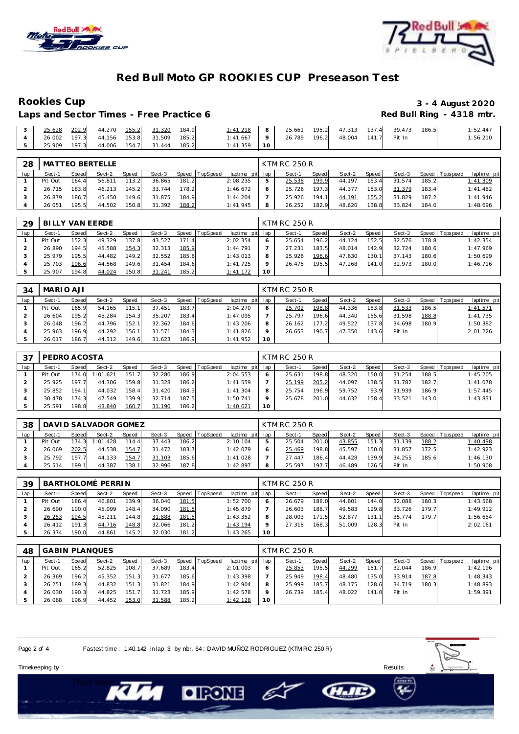# Red Bull Moto GP ROOKIES CUP Preseason Test

## Rookies Cup

**3 - 4 August 2020**

### Laps and Sector Times - Free Practice 6

**Red Bull Ring - 4318 mtr.**

| lap | Sect-1 | Speed | Sect-2 | Speed | Sect-3 | Speed | TopSpeed | laptime pit | lap | Sect-1 | Speed | Sect-2 | Speed | Sect-3 | Speed | Topspeed | laptime pit |
|---|---|---|---|---|---|---|---|---|---|---|---|---|---|---|---|---|---|
| 3 | 25.628 | 202.9 | 44.270 | 155.2 | 31.320 | 184.9 | | 1:41.218 | 8 | 25.661 | 195.2 | 47.313 | 137.4 | 39.473 | 186.5 | | 1:52.447 |
| 4 | 26.002 | 197.3 | 44.156 | 153.8 | 31.509 | 185.2 | | 1:41.667 | 9 | 26.789 | 196.2 | 48.004 | 141.7 | Pit In | | | 1:56.210 |
| 5 | 25.909 | 197.3 | 44.006 | 154.7 | 31.444 | 185.2 | | 1:41.359 | 10 | | | | | | | | |

| 28 | MATTEO BERTELLE | | | | | | | | | KTM RC 250 R | | | | | | | |
|---|---|---|---|---|---|---|---|---|---|---|---|---|---|---|---|---|---|
| lap | Sect-1 | Speed | Sect-2 | Speed | Sect-3 | Speed | TopSpeed | laptime pit | lap | Sect-1 | Speed | Sect-2 | Speed | Sect-3 | Speed | Topspeed | laptime pit |
| 1 | Pit Out | 164.4 | 56.811 | 113.2 | 36.865 | 181.2 | | 2:08.235 | 5 | 25.538 | 199.9 | 44.197 | 153.4 | 31.574 | 185.2 | | 1:41.309 |
| 2 | 26.715 | 183.8 | 46.213 | 145.2 | 33.744 | 178.2 | | 1:46.672 | 6 | 25.726 | 197.3 | 44.377 | 153.0 | 31.379 | 183.4 | | 1:41.482 |
| 3 | 26.879 | 186.7 | 45.450 | 149.6 | 31.875 | 184.9 | | 1:44.204 | 7 | 25.926 | 194.1 | 44.191 | 155.2 | 31.829 | 187.2 | | 1:41.946 |
| 4 | 26.051 | 195.5 | 44.502 | 150.8 | 31.392 | 188.2 | | 1:41.945 | 8 | 26.252 | 182.9 | 48.620 | 138.8 | 33.824 | 184.0 | | 1:48.696 |

| 29 | BILLY VAN EERDE | | | | | | | | | KTM RC 250 R | | | | | | | |
|---|---|---|---|---|---|---|---|---|---|---|---|---|---|---|---|---|---|
| lap | Sect-1 | Speed | Sect-2 | Speed | Sect-3 | Speed | TopSpeed | laptime pit | lap | Sect-1 | Speed | Sect-2 | Speed | Sect-3 | Speed | Topspeed | laptime pit |
| 1 | Pit Out | 152.3 | 49.329 | 137.8 | 43.527 | 171.4 | | 2:02.354 | 6 | 25.654 | 196.2 | 44.124 | 152.5 | 32.576 | 178.8 | | 1:42.354 |
| 2 | 26.890 | 194.5 | 45.588 | 154.3 | 32.313 | 185.9 | | 1:44.791 | 7 | 27.231 | 183.5 | 48.014 | 142.9 | 32.724 | 180.6 | | 1:47.969 |
| 3 | 25.979 | 195.5 | 44.482 | 149.2 | 32.552 | 185.6 | | 1:43.013 | 8 | 25.926 | 196.6 | 47.630 | 130.1 | 37.143 | 180.6 | | 1:50.699 |
| 4 | 25.703 | 196.6 | 44.568 | 149.6 | 31.454 | 184.6 | | 1:41.725 | 9 | 26.475 | 195.5 | 47.268 | 141.0 | 32.973 | 180.0 | | 1:46.716 |
| 5 | 25.907 | 194.8 | 44.024 | 150.8 | 31.241 | 185.2 | | 1:41.172 | 10 | | | | | | | | |

| 34 | MARIO AJI | | | | | | | | | KTM RC 250 R | | | | | | | |
|---|---|---|---|---|---|---|---|---|---|---|---|---|---|---|---|---|---|
| lap | Sect-1 | Speed | Sect-2 | Speed | Sect-3 | Speed | TopSpeed | laptime pit | lap | Sect-1 | Speed | Sect-2 | Speed | Sect-3 | Speed | Topspeed | laptime pit |
| 1 | Pit Out | 165.9 | 54.165 | 115.1 | 37.451 | 183.7 | | 2:04.270 | 6 | 25.702 | 198.8 | 44.336 | 153.8 | 31.533 | 186.5 | | 1:41.571 |
| 2 | 26.604 | 195.2 | 45.284 | 154.3 | 35.207 | 183.4 | | 1:47.095 | 7 | 25.797 | 196.6 | 44.340 | 155.6 | 31.598 | 188.8 | | 1:41.735 |
| 3 | 26.048 | 196.2 | 44.796 | 152.1 | 32.362 | 184.6 | | 1:43.206 | 8 | 26.162 | 177.2 | 49.522 | 137.8 | 34.698 | 180.9 | | 1:50.382 |
| 4 | 25.963 | 196.9 | 44.292 | 156.1 | 31.571 | 184.3 | | 1:41.826 | 9 | 26.653 | 190.7 | 47.350 | 143.6 | Pit In | | | 2:01.226 |
| 5 | 26.017 | 186.7 | 44.312 | 149.6 | 31.623 | 186.9 | | 1:41.952 | 10 | | | | | | | | |

| 37 | PEDRO ACOSTA | | | | | | | | | KTM RC 250 R | | | | | | | |
|---|---|---|---|---|---|---|---|---|---|---|---|---|---|---|---|---|---|
| lap | Sect-1 | Speed | Sect-2 | Speed | Sect-3 | Speed | TopSpeed | laptime pit | lap | Sect-1 | Speed | Sect-2 | Speed | Sect-3 | Speed | Topspeed | laptime pit |
| 1 | Pit Out | 174.0 | 1:01.621 | 151.7 | 32.280 | 186.9 | | 2:04.553 | 6 | 25.631 | 198.8 | 48.320 | 150.0 | 31.254 | 188.5 | | 1:45.205 |
| 2 | 25.925 | 197.7 | 44.306 | 159.8 | 31.328 | 186.2 | | 1:41.559 | 7 | 25.199 | 205.2 | 44.097 | 138.5 | 31.782 | 182.7 | | 1:41.078 |
| 3 | 25.852 | 194.1 | 44.032 | 158.4 | 31.420 | 184.3 | | 1:41.304 | 8 | 25.754 | 196.9 | 59.752 | 93.9 | 31.939 | 186.9 | | 1:57.445 |
| 4 | 30.478 | 174.3 | 47.549 | 139.9 | 32.714 | 187.5 | | 1:50.741 | 9 | 25.678 | 201.0 | 44.632 | 158.4 | 33.521 | 143.0 | | 1:43.831 |
| 5 | 25.591 | 198.8 | 43.840 | 160.7 | 31.190 | 186.2 | | 1:40.621 | 10 | | | | | | | | |

| 38 | DAVID SALVADOR GOMEZ | | | | | | | | | KTM RC 250 R | | | | | | | |
|---|---|---|---|---|---|---|---|---|---|---|---|---|---|---|---|---|---|
| lap | Sect-1 | Speed | Sect-2 | Speed | Sect-3 | Speed | TopSpeed | laptime pit | lap | Sect-1 | Speed | Sect-2 | Speed | Sect-3 | Speed | Topspeed | laptime pit |
| 1 | Pit Out | 174.3 | 1:01.428 | 114.4 | 37.443 | 186.2 | | 2:10.104 | 5 | 25.504 | 201.0 | 43.855 | 151.3 | 31.139 | 188.2 | | 1:40.498 |
| 2 | 26.069 | 202.5 | 44.538 | 154.7 | 31.472 | 183.7 | | 1:42.079 | 6 | 25.469 | 198.8 | 45.597 | 150.0 | 31.857 | 172.5 | | 1:42.923 |
| 3 | 25.792 | 197.7 | 44.133 | 154.7 | 31.103 | 185.6 | | 1:41.028 | 7 | 27.447 | 186.4 | 44.428 | 139.9 | 34.255 | 185.6 | | 1:46.130 |
| 4 | 25.514 | 199.1 | 44.387 | 138.1 | 32.996 | 187.8 | | 1:42.897 | 8 | 25.597 | 197.7 | 46.489 | 126.5 | Pit In | | | 1:50.908 |

| 39 | BARTHOLOMÉ PERRIN | | | | | | | | | KTM RC 250 R | | | | | | | |
|---|---|---|---|---|---|---|---|---|---|---|---|---|---|---|---|---|---|
| lap | Sect-1 | Speed | Sect-2 | Speed | Sect-3 | Speed | TopSpeed | laptime pit | lap | Sect-1 | Speed | Sect-2 | Speed | Sect-3 | Speed | Topspeed | laptime pit |
| 1 | Pit Out | 186.4 | 46.801 | 139.9 | 36.040 | 181.5 | | 1:52.700 | 6 | 26.679 | 188.0 | 44.801 | 144.0 | 32.088 | 180.3 | | 1:43.568 |
| 2 | 26.690 | 190.0 | 45.099 | 148.4 | 34.090 | 181.5 | | 1:45.879 | 7 | 26.603 | 188.7 | 49.583 | 129.8 | 33.726 | 179.7 | | 1:49.912 |
| 3 | 26.253 | 194.5 | 45.211 | 144.8 | 31.888 | 181.5 | | 1:43.352 | 8 | 28.003 | 171.5 | 52.877 | 131.1 | 35.774 | 179.7 | | 1:56.654 |
| 4 | 26.412 | 191.3 | 44.716 | 148.8 | 32.066 | 181.2 | | 1:43.194 | 9 | 27.318 | 168.3 | 51.009 | 128.3 | Pit In | | | 2:02.161 |
| 5 | 26.374 | 190.0 | 44.861 | 145.2 | 32.030 | 181.2 | | 1:43.265 | 10 | | | | | | | | |

| 48 | GABIN PLANQUES | | | | | | | | | KTM RC 250 R | | | | | | | |
|---|---|---|---|---|---|---|---|---|---|---|---|---|---|---|---|---|---|
| lap | Sect-1 | Speed | Sect-2 | Speed | Sect-3 | Speed | TopSpeed | laptime pit | lap | Sect-1 | Speed | Sect-2 | Speed | Sect-3 | Speed | Topspeed | laptime pit |
| 1 | Pit Out | 165.2 | 52.825 | 108.7 | 37.689 | 183.4 | | 2:01.003 | 6 | 25.853 | 195.5 | 44.299 | 151.7 | 32.044 | 186.9 | | 1:42.196 |
| 2 | 26.369 | 196.2 | 45.352 | 151.3 | 31.677 | 185.6 | | 1:43.398 | 7 | 25.949 | 198.4 | 48.480 | 135.0 | 33.914 | 187.8 | | 1:48.343 |
| 3 | 26.251 | 189.3 | 44.832 | 151.3 | 31.821 | 184.9 | | 1:42.904 | 8 | 25.999 | 185.7 | 48.175 | 128.6 | 34.719 | 180.3 | | 1:48.893 |
| 4 | 26.030 | 190.3 | 44.825 | 151.7 | 31.723 | 185.9 | | 1:42.578 | 9 | 26.739 | 185.4 | 48.022 | 141.0 | Pit In | | | 1:59.391 |
| 5 | 26.088 | 196.9 | 44.452 | 153.0 | 31.588 | 185.2 | | 1:42.128 | 10 | | | | | | | | |

Fastest time : 1:40.142 in lap 3 by nbr. 64 : DAVID MUÑOZ RODRIGUEZ (KTM RC 250 R)

Timekeeping by : Results: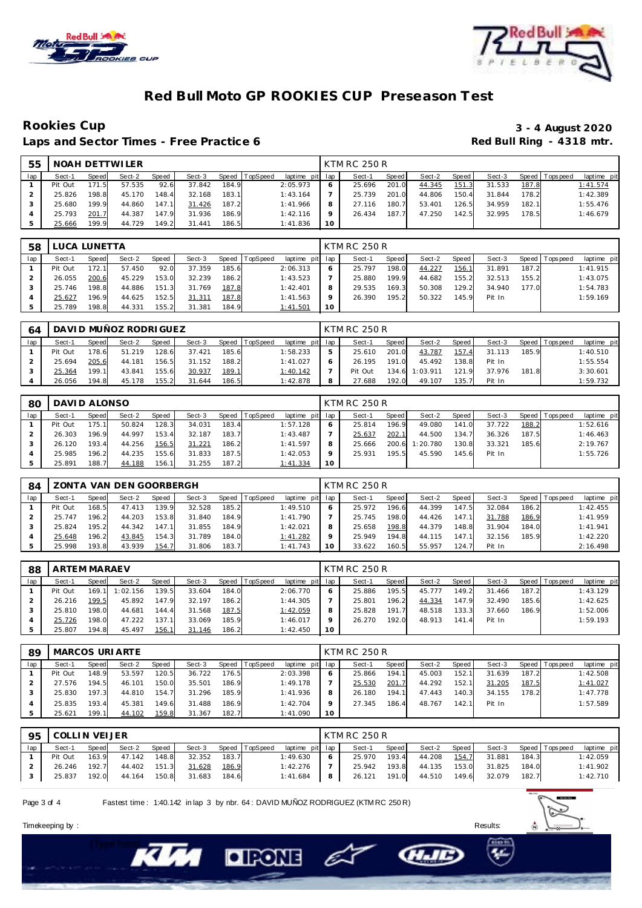# Red Bull Moto GP ROOKIES CUP Preseason Test

## Rookies Cup

**3 - 4 August 2020**

**Laps and Sector Times - Free Practice 6**

**Red Bull Ring - 4318 mtr.**

### 55 NOAH DETTWILER — KTM RC 250 R

| lap | Sect-1 | Speed | Sect-2 | Speed | Sect-3 | Speed | TopSpeed | laptime pit | lap | Sect-1 | Speed | Sect-2 | Speed | Sect-3 | Speed | Topspeed | laptime pit |
|---|---|---|---|---|---|---|---|---|---|---|---|---|---|---|---|---|---|
| 1 | Pit Out | 171.5 | 57.535 | 92.6 | 37.842 | 184.9 | | 2:05.973 | 6 | 25.696 | 201.0 | 44.345 | 151.3 | 31.533 | 187.8 | | 1:41.574 |
| 2 | 25.826 | 198.8 | 45.170 | 148.4 | 32.168 | 183.1 | | 1:43.164 | 7 | 25.739 | 201.0 | 44.806 | 150.4 | 31.844 | 178.2 | | 1:42.389 |
| 3 | 25.680 | 199.9 | 44.860 | 147.1 | 31.426 | 187.2 | | 1:41.966 | 8 | 27.116 | 180.7 | 53.401 | 126.5 | 34.959 | 182.1 | | 1:55.476 |
| 4 | 25.793 | 201.7 | 44.387 | 147.9 | 31.936 | 186.9 | | 1:42.116 | 9 | 26.434 | 187.7 | 47.250 | 142.5 | 32.995 | 178.5 | | 1:46.679 |
| 5 | 25.666 | 199.9 | 44.729 | 149.2 | 31.441 | 186.5 | | 1:41.836 | 10 | | | | | | | | |

### 58 LUCA LUNETTA — KTM RC 250 R

| lap | Sect-1 | Speed | Sect-2 | Speed | Sect-3 | Speed | TopSpeed | laptime pit | lap | Sect-1 | Speed | Sect-2 | Speed | Sect-3 | Speed | Topspeed | laptime pit |
|---|---|---|---|---|---|---|---|---|---|---|---|---|---|---|---|---|---|
| 1 | Pit Out | 172.1 | 57.450 | 92.0 | 37.359 | 185.6 | | 2:06.313 | 6 | 25.797 | 198.0 | 44.227 | 156.1 | 31.891 | 187.2 | | 1:41.915 |
| 2 | 26.055 | 200.6 | 45.229 | 153.0 | 32.239 | 186.2 | | 1:43.523 | 7 | 25.880 | 199.9 | 44.682 | 155.2 | 32.513 | 155.2 | | 1:43.075 |
| 3 | 25.746 | 198.8 | 44.886 | 151.3 | 31.769 | 187.8 | | 1:42.401 | 8 | 29.535 | 169.3 | 50.308 | 129.2 | 34.940 | 177.0 | | 1:54.783 |
| 4 | 25.627 | 196.9 | 44.625 | 152.5 | 31.311 | 187.8 | | 1:41.563 | 9 | 26.390 | 195.2 | 50.322 | 145.9 | Pit In | | | 1:59.169 |
| 5 | 25.789 | 198.8 | 44.331 | 155.2 | 31.381 | 184.9 | | 1:41.501 | 10 | | | | | | | | |

### 64 DAVID MUÑOZ RODRIGUEZ — KTM RC 250 R

| lap | Sect-1 | Speed | Sect-2 | Speed | Sect-3 | Speed | TopSpeed | laptime pit | lap | Sect-1 | Speed | Sect-2 | Speed | Sect-3 | Speed | Topspeed | laptime pit |
|---|---|---|---|---|---|---|---|---|---|---|---|---|---|---|---|---|---|
| 1 | Pit Out | 178.6 | 51.219 | 128.6 | 37.421 | 185.6 | | 1:58.233 | 5 | 25.610 | 201.0 | 43.787 | 157.4 | 31.113 | 185.9 | | 1:40.510 |
| 2 | 25.694 | 205.6 | 44.181 | 156.5 | 31.152 | 188.2 | | 1:41.027 | 6 | 26.195 | 191.0 | 45.492 | 138.8 | Pit In | | | 1:55.554 |
| 3 | 25.364 | 199.1 | 43.841 | 155.6 | 30.937 | 189.1 | | 1:40.142 | 7 | Pit Out | 134.6 | 1:03.911 | 121.9 | 37.976 | 181.8 | | 3:30.601 |
| 4 | 26.056 | 194.8 | 45.178 | 155.2 | 31.644 | 186.5 | | 1:42.878 | 8 | 27.688 | 192.0 | 49.107 | 135.7 | Pit In | | | 1:59.732 |

### 80 DAVID ALONSO — KTM RC 250 R

| lap | Sect-1 | Speed | Sect-2 | Speed | Sect-3 | Speed | TopSpeed | laptime pit | lap | Sect-1 | Speed | Sect-2 | Speed | Sect-3 | Speed | Topspeed | laptime pit |
|---|---|---|---|---|---|---|---|---|---|---|---|---|---|---|---|---|---|
| 1 | Pit Out | 175.1 | 50.824 | 128.3 | 34.031 | 183.4 | | 1:57.128 | 6 | 25.814 | 196.9 | 49.080 | 141.0 | 37.722 | 188.2 | | 1:52.616 |
| 2 | 26.303 | 196.9 | 44.997 | 153.4 | 32.187 | 183.7 | | 1:43.487 | 7 | 25.637 | 202.1 | 44.500 | 134.7 | 36.326 | 187.5 | | 1:46.463 |
| 3 | 26.120 | 193.4 | 44.256 | 156.5 | 31.221 | 186.2 | | 1:41.597 | 8 | 25.666 | 200.6 | 1:20.780 | 130.8 | 33.321 | 185.6 | | 2:19.767 |
| 4 | 25.985 | 196.2 | 44.235 | 155.6 | 31.833 | 187.5 | | 1:42.053 | 9 | 25.931 | 195.5 | 45.590 | 145.6 | Pit In | | | 1:55.726 |
| 5 | 25.891 | 188.7 | 44.188 | 156.1 | 31.255 | 187.2 | | 1:41.334 | 10 | | | | | | | | |

### 84 ZONTA VAN DEN GOORBERGH — KTM RC 250 R

| lap | Sect-1 | Speed | Sect-2 | Speed | Sect-3 | Speed | TopSpeed | laptime pit | lap | Sect-1 | Speed | Sect-2 | Speed | Sect-3 | Speed | Topspeed | laptime pit |
|---|---|---|---|---|---|---|---|---|---|---|---|---|---|---|---|---|---|
| 1 | Pit Out | 168.5 | 47.413 | 139.9 | 32.528 | 185.2 | | 1:49.510 | 6 | 25.972 | 196.6 | 44.399 | 147.5 | 32.084 | 186.2 | | 1:42.455 |
| 2 | 25.747 | 196.2 | 44.203 | 153.8 | 31.840 | 184.9 | | 1:41.790 | 7 | 25.745 | 198.0 | 44.426 | 147.1 | 31.788 | 186.9 | | 1:41.959 |
| 3 | 25.824 | 195.2 | 44.342 | 147.1 | 31.855 | 184.9 | | 1:42.021 | 8 | 25.658 | 198.8 | 44.379 | 148.8 | 31.904 | 184.0 | | 1:41.941 |
| 4 | 25.648 | 196.2 | 43.845 | 154.3 | 31.789 | 184.0 | | 1:41.282 | 9 | 25.949 | 194.8 | 44.115 | 147.1 | 32.156 | 185.9 | | 1:42.220 |
| 5 | 25.998 | 193.8 | 43.939 | 154.7 | 31.806 | 183.7 | | 1:41.743 | 10 | 33.622 | 160.5 | 55.957 | 124.7 | Pit In | | | 2:16.498 |

### 88 ARTEM MARAEV — KTM RC 250 R

| lap | Sect-1 | Speed | Sect-2 | Speed | Sect-3 | Speed | TopSpeed | laptime pit | lap | Sect-1 | Speed | Sect-2 | Speed | Sect-3 | Speed | Topspeed | laptime pit |
|---|---|---|---|---|---|---|---|---|---|---|---|---|---|---|---|---|---|
| 1 | Pit Out | 169.1 | 1:02.156 | 139.5 | 33.604 | 184.0 | | 2:06.770 | 6 | 25.886 | 195.5 | 45.777 | 149.2 | 31.466 | 187.2 | | 1:43.129 |
| 2 | 26.216 | 199.5 | 45.892 | 147.9 | 32.197 | 186.2 | | 1:44.305 | 7 | 25.801 | 196.2 | 44.334 | 147.9 | 32.490 | 185.6 | | 1:42.625 |
| 3 | 25.810 | 198.0 | 44.681 | 144.4 | 31.568 | 187.5 | | 1:42.059 | 8 | 25.828 | 191.7 | 48.518 | 133.3 | 37.660 | 186.9 | | 1:52.006 |
| 4 | 25.726 | 198.0 | 47.222 | 137.1 | 33.069 | 185.9 | | 1:46.017 | 9 | 26.270 | 192.0 | 48.913 | 141.4 | Pit In | | | 1:59.193 |
| 5 | 25.807 | 194.8 | 45.497 | 156.1 | 31.146 | 186.2 | | 1:42.450 | 10 | | | | | | | | |

### 89 MARCOS URIARTE — KTM RC 250 R

| lap | Sect-1 | Speed | Sect-2 | Speed | Sect-3 | Speed | TopSpeed | laptime pit | lap | Sect-1 | Speed | Sect-2 | Speed | Sect-3 | Speed | Topspeed | laptime pit |
|---|---|---|---|---|---|---|---|---|---|---|---|---|---|---|---|---|---|
| 1 | Pit Out | 148.9 | 53.597 | 120.5 | 36.722 | 176.5 | | 2:03.398 | 6 | 25.866 | 194.1 | 45.003 | 152.1 | 31.639 | 187.2 | | 1:42.508 |
| 2 | 27.576 | 194.5 | 46.101 | 150.0 | 35.501 | 186.9 | | 1:49.178 | 7 | 25.530 | 201.7 | 44.292 | 152.1 | 31.205 | 187.5 | | 1:41.027 |
| 3 | 25.830 | 197.3 | 44.810 | 154.7 | 31.296 | 185.9 | | 1:41.936 | 8 | 26.180 | 194.1 | 47.443 | 140.3 | 34.155 | 178.2 | | 1:47.778 |
| 4 | 25.835 | 193.4 | 45.381 | 149.6 | 31.488 | 186.9 | | 1:42.704 | 9 | 27.345 | 186.4 | 48.767 | 142.1 | Pit In | | | 1:57.589 |
| 5 | 25.621 | 199.1 | 44.102 | 159.8 | 31.367 | 182.7 | | 1:41.090 | 10 | | | | | | | | |

### 95 COLLIN VEIJER — KTM RC 250 R

| lap | Sect-1 | Speed | Sect-2 | Speed | Sect-3 | Speed | TopSpeed | laptime pit | lap | Sect-1 | Speed | Sect-2 | Speed | Sect-3 | Speed | Topspeed | laptime pit |
|---|---|---|---|---|---|---|---|---|---|---|---|---|---|---|---|---|---|
| 1 | Pit Out | 163.9 | 47.142 | 148.8 | 32.352 | 183.7 | | 1:49.630 | 6 | 25.970 | 193.4 | 44.208 | 154.7 | 31.881 | 184.3 | | 1:42.059 |
| 2 | 26.246 | 192.7 | 44.402 | 151.3 | 31.628 | 186.9 | | 1:42.276 | 7 | 25.942 | 193.8 | 44.135 | 153.0 | 31.825 | 184.0 | | 1:41.902 |
| 3 | 25.837 | 192.0 | 44.164 | 150.8 | 31.683 | 184.6 | | 1:41.684 | 8 | 26.121 | 191.0 | 44.510 | 149.6 | 32.079 | 182.7 | | 1:42.710 |

Fastest time : 1:40.142 in lap 3 by nbr. 64 : DAVID MUÑOZ RODRIGUEZ (KTM RC 250 R)

Timekeeping by : Results: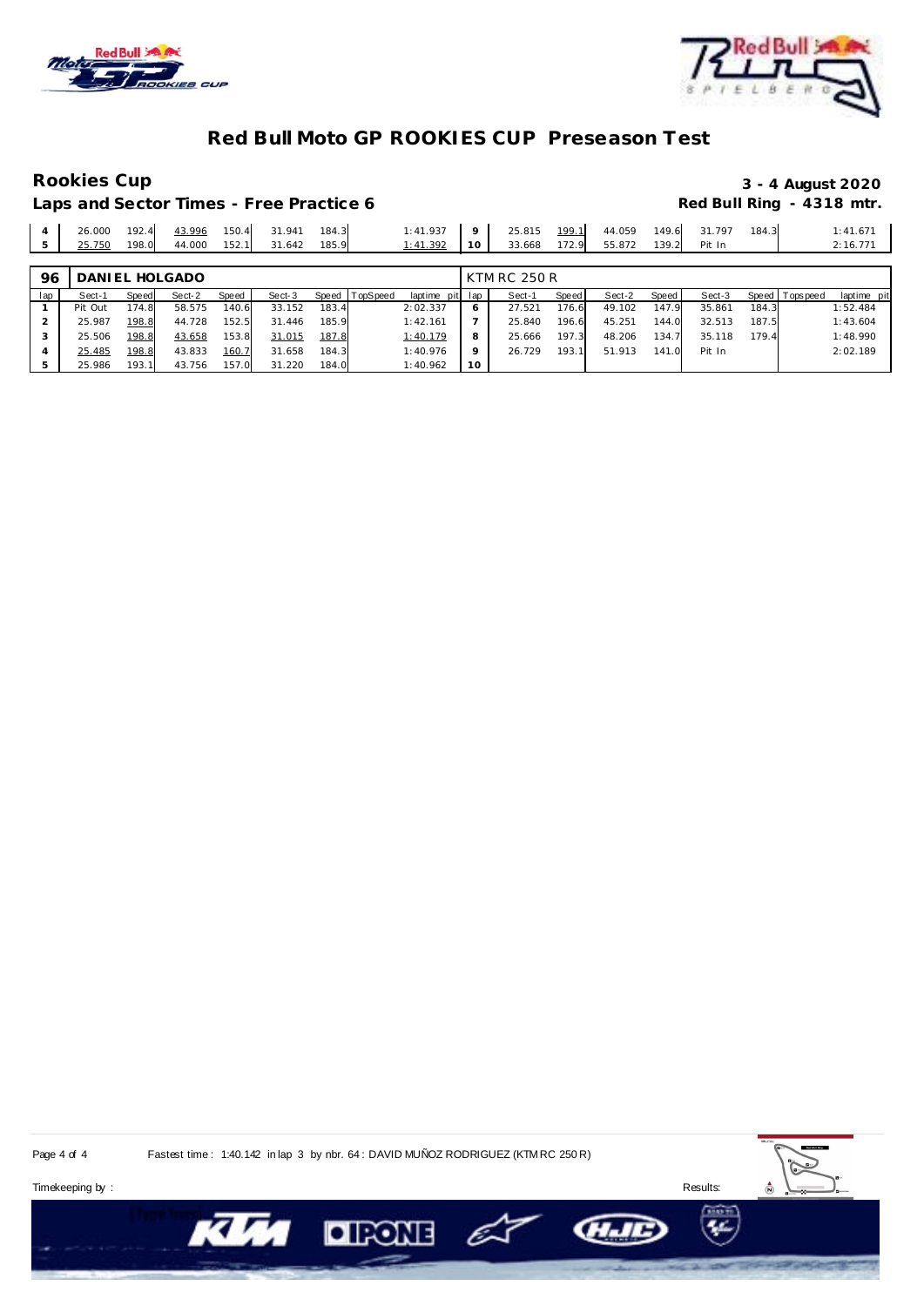# Red Bull Moto GP ROOKIES CUP Preseason Test

## Rookies Cup

**3 - 4 August 2020**

**Laps and Sector Times - Free Practice 6**

**Red Bull Ring - 4318 mtr.**

| | | | | | | | | | | | | | | | | | | |
|---|---|---|---|---|---|---|---|---|---|---|---|---|---|---|---|---|---|---|
| 4 | 26.000 | 192.4 | 43.996 | 150.4 | 31.941 | 184.3 | | 1:41.937 | 9 | 25.815 | 199.1 | 44.059 | 149.6 | 31.797 | 184.3 | | 1:41.671 |
| 5 | 25.750 | 198.0 | 44.000 | 152.1 | 31.642 | 185.9 | | 1:41.392 | 10 | 33.668 | 172.9 | 55.872 | 139.2 | Pit In | | | 2:16.771 |

**96 DANIEL HOLGADO** — KTM RC 250 R

| lap | Sect-1 | Speed | Sect-2 | Speed | Sect-3 | Speed | TopSpeed | laptime pit | lap | Sect-1 | Speed | Sect-2 | Speed | Sect-3 | Speed | Topspeed | laptime pit |
|---|---|---|---|---|---|---|---|---|---|---|---|---|---|---|---|---|---|
| 1 | Pit Out | 174.8 | 58.575 | 140.6 | 33.152 | 183.4 | | 2:02.337 | 6 | 27.521 | 176.6 | 49.102 | 147.9 | 35.861 | 184.3 | | 1:52.484 |
| 2 | 25.987 | 198.8 | 44.728 | 152.5 | 31.446 | 185.9 | | 1:42.161 | 7 | 25.840 | 196.6 | 45.251 | 144.0 | 32.513 | 187.5 | | 1:43.604 |
| 3 | 25.506 | 198.8 | 43.658 | 153.8 | 31.015 | 187.8 | | 1:40.179 | 8 | 25.666 | 197.3 | 48.206 | 134.7 | 35.118 | 179.4 | | 1:48.990 |
| 4 | 25.485 | 198.8 | 43.833 | 160.7 | 31.658 | 184.3 | | 1:40.976 | 9 | 26.729 | 193.1 | 51.913 | 141.0 | Pit In | | | 2:02.189 |
| 5 | 25.986 | 193.1 | 43.756 | 157.0 | 31.220 | 184.0 | | 1:40.962 | 10 | | | | | | | | |

Fastest time : 1:40.142 in lap 3 by nbr. 64 : DAVID MUÑOZ RODRIGUEZ (KTM RC 250 R)

Timekeeping by :

Results: